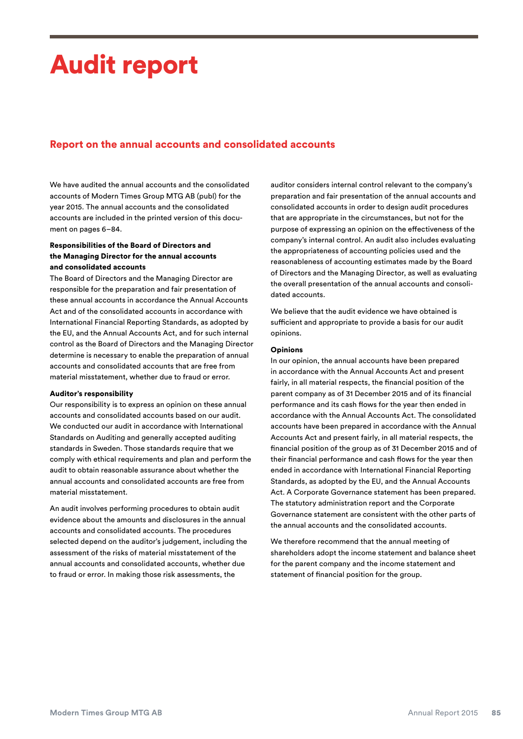# Audit report

## Report on the annual accounts and consolidated accounts

We have audited the annual accounts and the consolidated accounts of Modern Times Group MTG AB (publ) for the year 2015. The annual accounts and the consolidated accounts are included in the printed version of this document on pages 6–84.

**Responsibilities of the Board of Directors and the Managing Director for the annual accounts and consolidated accounts**

The Board of Directors and the Managing Director are responsible for the preparation and fair presentation of these annual accounts in accordance the Annual Accounts Act and of the consolidated accounts in accordance with International Financial Reporting Standards, as adopted by the EU, and the Annual Accounts Act, and for such internal control as the Board of Directors and the Managing Director determine is necessary to enable the preparation of annual accounts and consolidated accounts that are free from material misstatement, whether due to fraud or error.

**Auditor's responsibility**

Our responsibility is to express an opinion on these annual accounts and consolidated accounts based on our audit. We conducted our audit in accordance with International Standards on Auditing and generally accepted auditing standards in Sweden. Those standards require that we comply with ethical requirements and plan and perform the audit to obtain reasonable assurance about whether the annual accounts and consolidated accounts are free from material misstatement.

An audit involves performing procedures to obtain audit evidence about the amounts and disclosures in the annual accounts and consolidated accounts. The procedures selected depend on the auditor's judgement, including the assessment of the risks of material misstatement of the annual accounts and consolidated accounts, whether due to fraud or error. In making those risk assessments, the auditor considers internal control relevant to the company's preparation and fair presentation of the annual accounts and consolidated accounts in order to design audit procedures that are appropriate in the circumstances, but not for the purpose of expressing an opinion on the effectiveness of the company's internal control. An audit also includes evaluating the appropriateness of accounting policies used and the reasonableness of accounting estimates made by the Board of Directors and the Managing Director, as well as evaluating the overall presentation of the annual accounts and consolidated accounts.

We believe that the audit evidence we have obtained is sufficient and appropriate to provide a basis for our audit opinions.

**Opinions**

In our opinion, the annual accounts have been prepared in accordance with the Annual Accounts Act and present fairly, in all material respects, the financial position of the parent company as of 31 December 2015 and of its financial performance and its cash flows for the year then ended in accordance with the Annual Accounts Act. The consolidated accounts have been prepared in accordance with the Annual Accounts Act and present fairly, in all material respects, the financial position of the group as of 31 December 2015 and of their financial performance and cash flows for the year then ended in accordance with International Financial Reporting Standards, as adopted by the EU, and the Annual Accounts Act. A Corporate Governance statement has been prepared. The statutory administration report and the Corporate Governance statement are consistent with the other parts of the annual accounts and the consolidated accounts.

We therefore recommend that the annual meeting of shareholders adopt the income statement and balance sheet for the parent company and the income statement and statement of financial position for the group.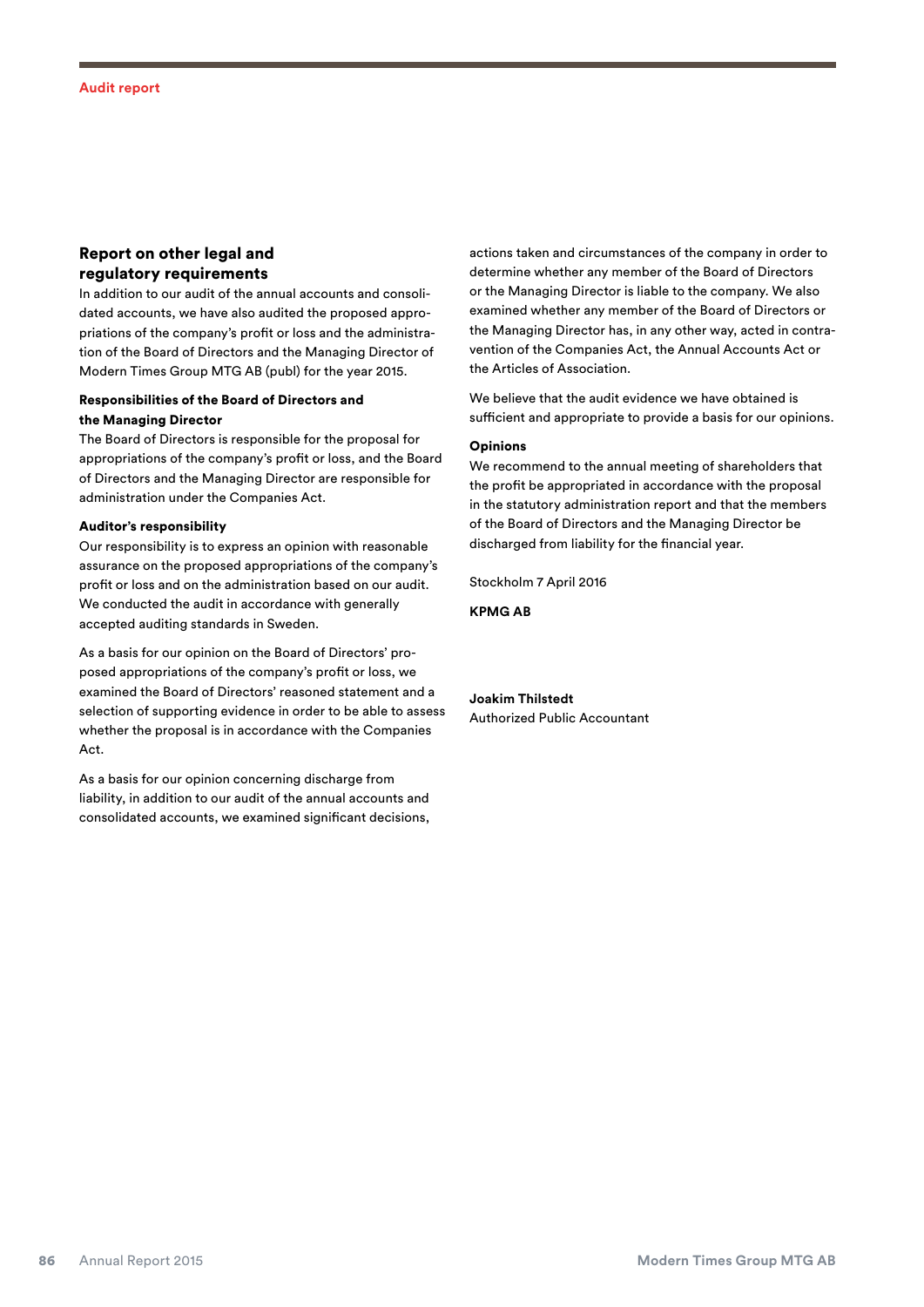## Report on other legal and regulatory requirements

In addition to our audit of the annual accounts and consolidated accounts, we have also audited the proposed appropriations of the company's profit or loss and the administration of the Board of Directors and the Managing Director of Modern Times Group MTG AB (publ) for the year 2015.

### Responsibilities of the Board of Directors and the Managing Director

The Board of Directors is responsible for the proposal for appropriations of the company's profit or loss, and the Board of Directors and the Managing Director are responsible for administration under the Companies Act.

### Auditor's responsibility

Our responsibility is to express an opinion with reasonable assurance on the proposed appropriations of the company's profit or loss and on the administration based on our audit. We conducted the audit in accordance with generally accepted auditing standards in Sweden.

As a basis for our opinion on the Board of Directors' proposed appropriations of the company's profit or loss, we examined the Board of Directors' reasoned statement and a selection of supporting evidence in order to be able to assess whether the proposal is in accordance with the Companies Act.

As a basis for our opinion concerning discharge from liability, in addition to our audit of the annual accounts and consolidated accounts, we examined significant decisions, actions taken and circumstances of the company in order to determine whether any member of the Board of Directors or the Managing Director is liable to the company. We also examined whether any member of the Board of Directors or the Managing Director has, in any other way, acted in contravention of the Companies Act, the Annual Accounts Act or the Articles of Association.

We believe that the audit evidence we have obtained is sufficient and appropriate to provide a basis for our opinions.

### Opinions

We recommend to the annual meeting of shareholders that the profit be appropriated in accordance with the proposal in the statutory administration report and that the members of the Board of Directors and the Managing Director be discharged from liability for the financial year.

Stockholm 7 April 2016

**KPMG AB**

**Joakim Thilstedt**
Authorized Public Accountant